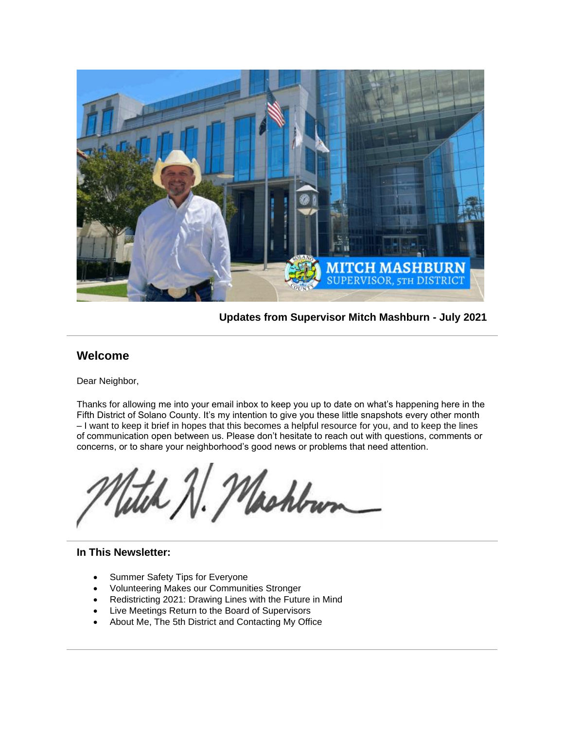**Updates from Supervisor Mitch Mashburn - July 2021**

---

## Welcome

Dear Neighbor,

Thanks for allowing me into your email inbox to keep you up to date on what's happening here in the Fifth District of Solano County. It's my intention to give you these little snapshots every other month – I want to keep it brief in hopes that this becomes a helpful resource for you, and to keep the lines of communication open between us. Please don't hesitate to reach out with questions, comments or concerns, or to share your neighborhood's good news or problems that need attention.

Mitch H. Mashburn

---

### In This Newsletter:

- Summer Safety Tips for Everyone
- Volunteering Makes our Communities Stronger
- Redistricting 2021: Drawing Lines with the Future in Mind
- Live Meetings Return to the Board of Supervisors
- About Me, The 5th District and Contacting My Office

---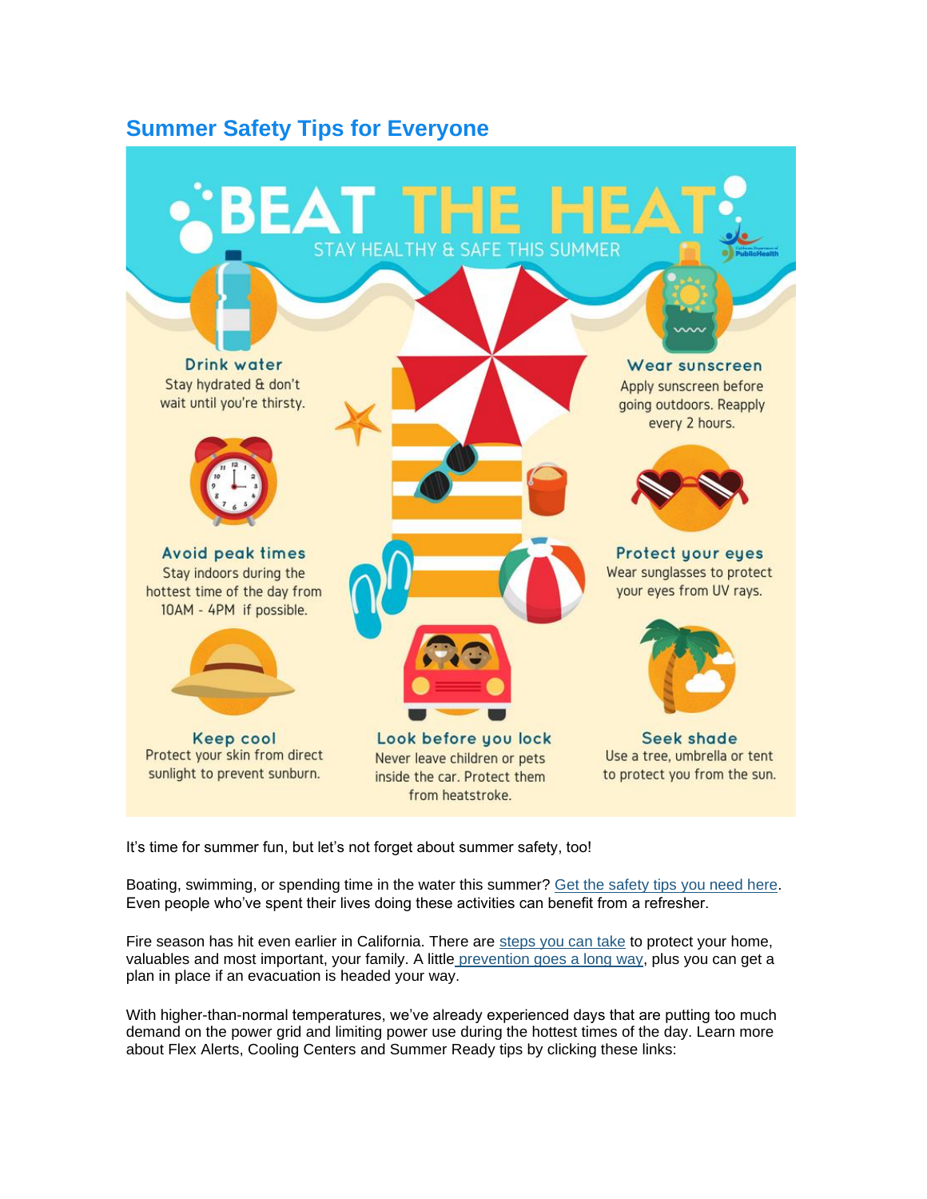## Summary Safety Tips for Everyone

# BEAT THE HEAT

STAY HEALTHY & SAFE THIS SUMMER

**Drink water**
Stay hydrated & don't wait until you're thirsty.

**Avoid peak times**
Stay indoors during the hottest time of the day from 10AM - 4PM if possible.

**Keep cool**
Protect your skin from direct sunlight to prevent sunburn.

**Look before you lock**
Never leave children or pets inside the car. Protect them from heatstroke.

**Wear sunscreen**
Apply sunscreen before going outdoors. Reapply every 2 hours.

**Protect your eyes**
Wear sunglasses to protect your eyes from UV rays.

**Seek shade**
Use a tree, umbrella or tent to protect you from the sun.

It's time for summer fun, but let's not forget about summer safety, too!

Boating, swimming, or spending time in the water this summer? Get the safety tips you need here. Even people who've spent their lives doing these activities can benefit from a refresher.

Fire season has hit even earlier in California. There are steps you can take to protect your home, valuables and most important, your family. A little prevention goes a long way, plus you can get a plan in place if an evacuation is headed your way.

With higher-than-normal temperatures, we've already experienced days that are putting too much demand on the power grid and limiting power use during the hottest times of the day. Learn more about Flex Alerts, Cooling Centers and Summer Ready tips by clicking these links: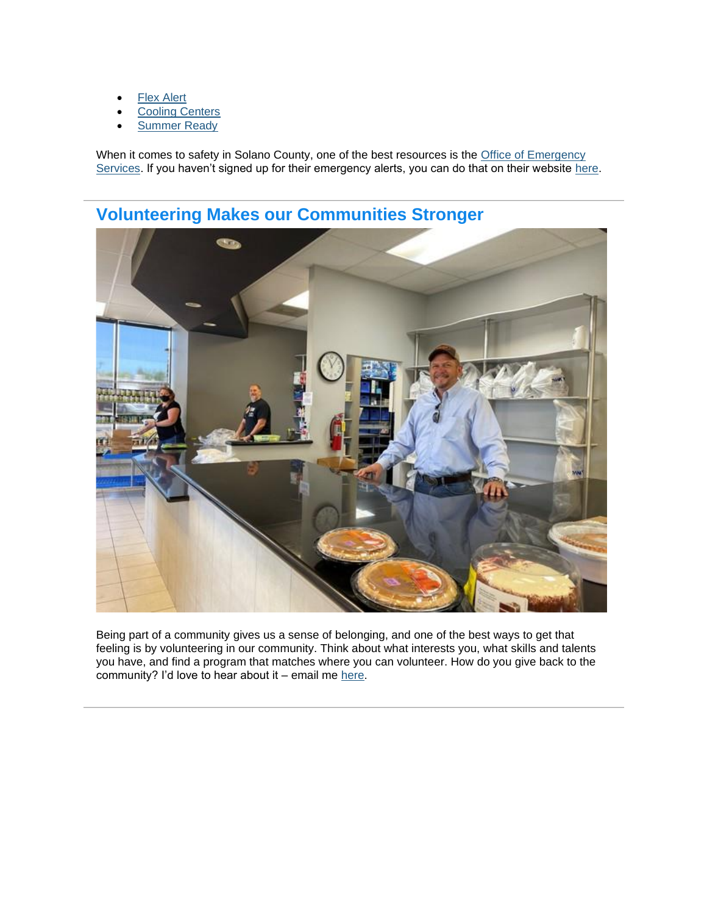- [Flex Alert]()
- [Cooling Centers]()
- [Summer Ready]()

When it comes to safety in Solano County, one of the best resources is the [Office of Emergency Services](). If you haven't signed up for their emergency alerts, you can do that on their website [here]().

---

## Volunteering Makes our Communities Stronger

Being part of a community gives us a sense of belonging, and one of the best ways to get that feeling is by volunteering in our community. Think about what interests you, what skills and talents you have, and find a program that matches where you can volunteer. How do you give back to the community? I'd love to hear about it – email me [here]().

---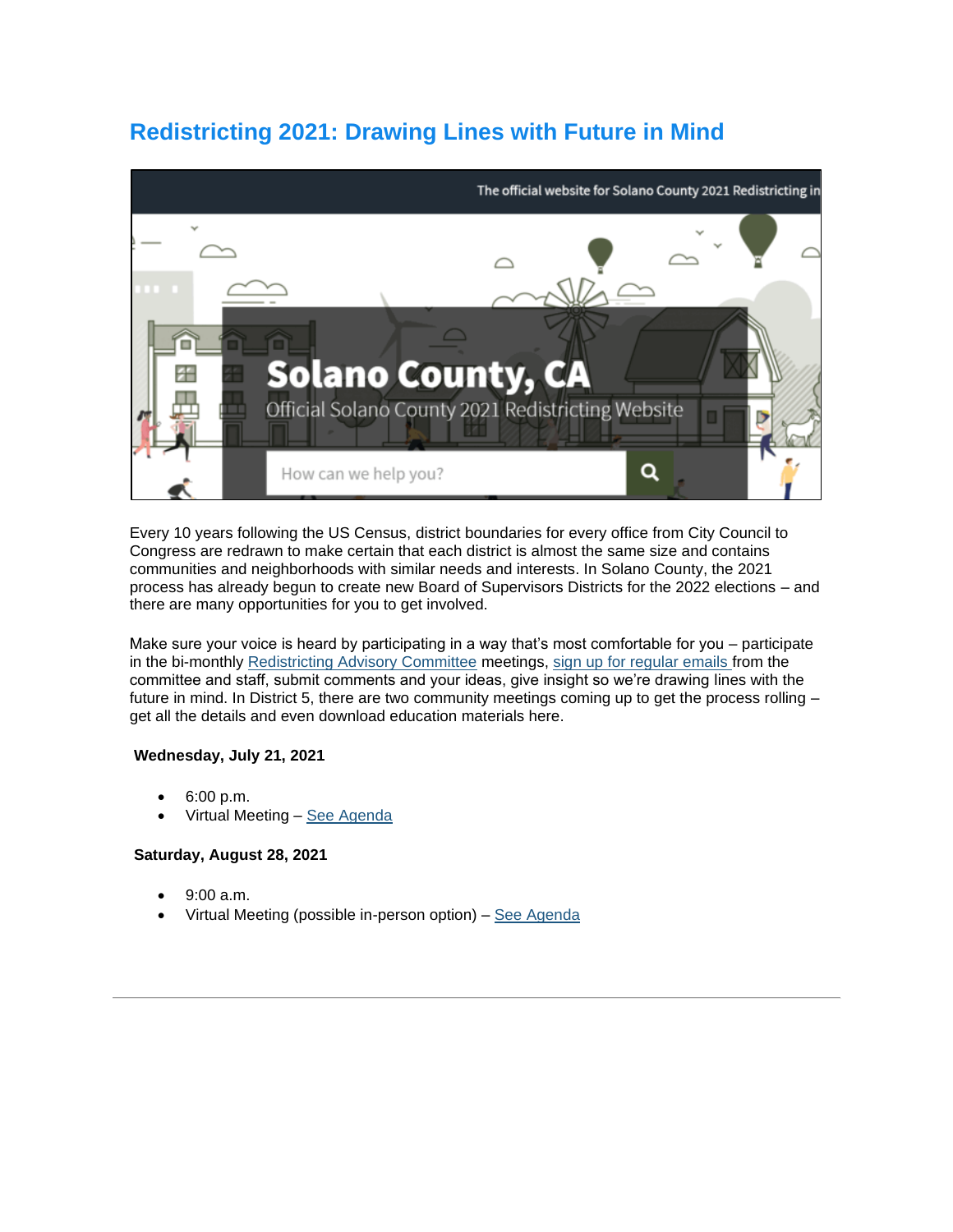## Redistricting 2021: Drawing Lines with Future in Mind

Every 10 years following the US Census, district boundaries for every office from City Council to Congress are redrawn to make certain that each district is almost the same size and contains communities and neighborhoods with similar needs and interests. In Solano County, the 2021 process has already begun to create new Board of Supervisors Districts for the 2022 elections – and there are many opportunities for you to get involved.

Make sure your voice is heard by participating in a way that's most comfortable for you – participate in the bi-monthly Redistricting Advisory Committee meetings, sign up for regular emails from the committee and staff, submit comments and your ideas, give insight so we're drawing lines with the future in mind. In District 5, there are two community meetings coming up to get the process rolling – get all the details and even download education materials here.

**Wednesday, July 21, 2021**

- 6:00 p.m.
- Virtual Meeting – See Agenda

**Saturday, August 28, 2021**

- 9:00 a.m.
- Virtual Meeting (possible in-person option) – See Agenda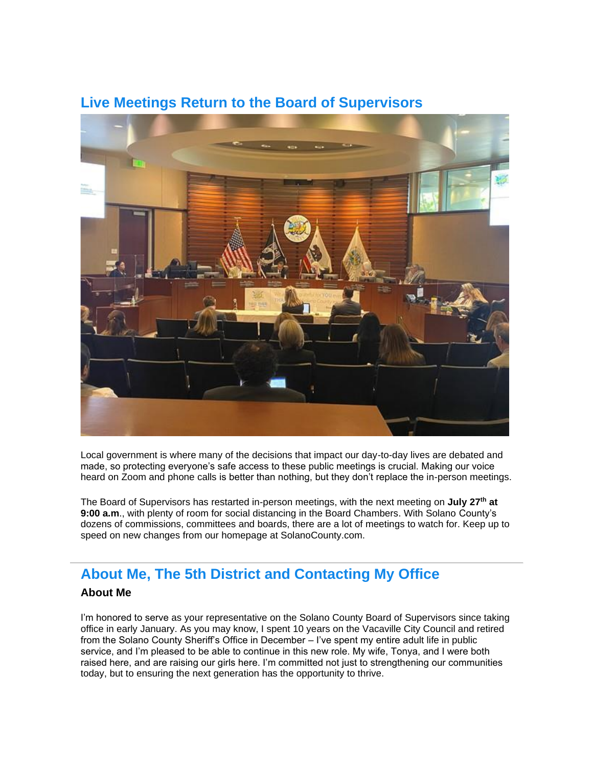## Live Meetings Return to the Board of Supervisors

Local government is where many of the decisions that impact our day-to-day lives are debated and made, so protecting everyone's safe access to these public meetings is crucial. Making our voice heard on Zoom and phone calls is better than nothing, but they don't replace the in-person meetings.

The Board of Supervisors has restarted in-person meetings, with the next meeting on **July 27th at 9:00 a.m**., with plenty of room for social distancing in the Board Chambers. With Solano County's dozens of commissions, committees and boards, there are a lot of meetings to watch for. Keep up to speed on new changes from our homepage at SolanoCounty.com.

---

## About Me, The 5th District and Contacting My Office

### About Me

I'm honored to serve as your representative on the Solano County Board of Supervisors since taking office in early January. As you may know, I spent 10 years on the Vacaville City Council and retired from the Solano County Sheriff's Office in December – I've spent my entire adult life in public service, and I'm pleased to be able to continue in this new role. My wife, Tonya, and I were both raised here, and are raising our girls here. I'm committed not just to strengthening our communities today, but to ensuring the next generation has the opportunity to thrive.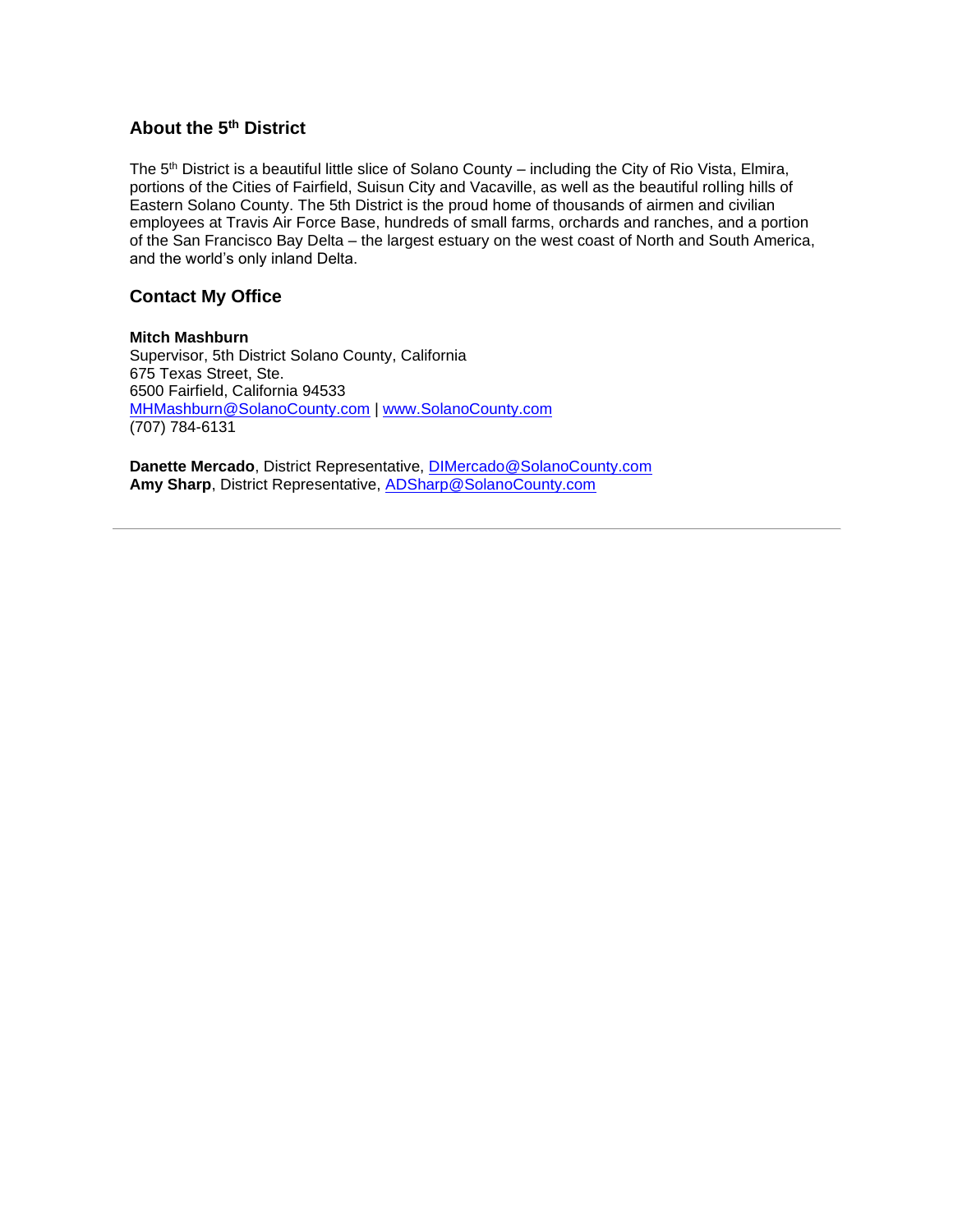## About the 5th District

The 5th District is a beautiful little slice of Solano County – including the City of Rio Vista, Elmira, portions of the Cities of Fairfield, Suisun City and Vacaville, as well as the beautiful rolling hills of Eastern Solano County. The 5th District is the proud home of thousands of airmen and civilian employees at Travis Air Force Base, hundreds of small farms, orchards and ranches, and a portion of the San Francisco Bay Delta – the largest estuary on the west coast of North and South America, and the world's only inland Delta.

## Contact My Office

**Mitch Mashburn**
Supervisor, 5th District Solano County, California
675 Texas Street, Ste.
6500 Fairfield, California 94533
MHMashburn@SolanoCounty.com | www.SolanoCounty.com
(707) 784-6131

**Danette Mercado**, District Representative, DIMercado@SolanoCounty.com
**Amy Sharp**, District Representative, ADSharp@SolanoCounty.com

---